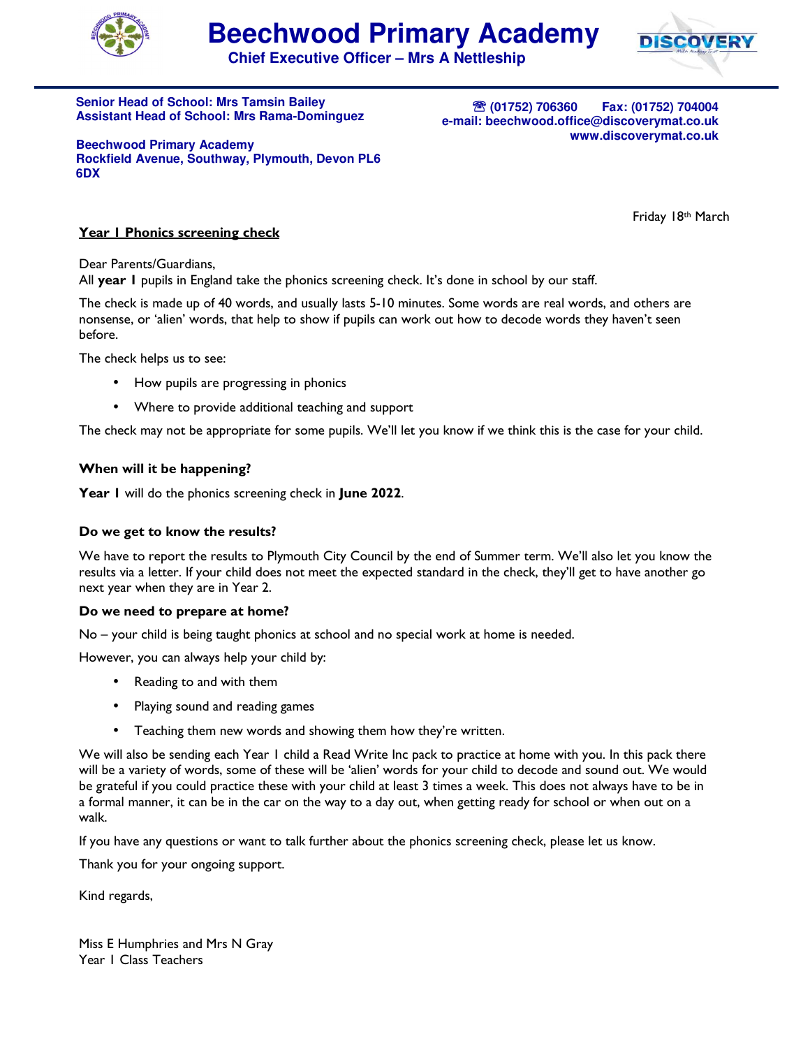# Beechwood Primary Academy

**Chief Executive Officer – Mrs A Nettleship**

**Senior Head of School: Mrs Tamsin Bailey**
**Assistant Head of School: Mrs Rama-Dominguez**

**Beechwood Primary Academy**
**Rockfield Avenue, Southway, Plymouth, Devon PL6 6DX**

**☎ (01752) 706360 Fax: (01752) 704004**
**e-mail: beechwood.office@discoverymat.co.uk**
**www.discoverymat.co.uk**

Friday 18th March

**Year 1 Phonics screening check**

Dear Parents/Guardians,

All **year 1** pupils in England take the phonics screening check. It's done in school by our staff.

The check is made up of 40 words, and usually lasts 5-10 minutes. Some words are real words, and others are nonsense, or 'alien' words, that help to show if pupils can work out how to decode words they haven't seen before.

The check helps us to see:

- How pupils are progressing in phonics
- Where to provide additional teaching and support

The check may not be appropriate for some pupils. We'll let you know if we think this is the case for your child.

**When will it be happening?**

**Year 1** will do the phonics screening check in **June 2022**.

**Do we get to know the results?**

We have to report the results to Plymouth City Council by the end of Summer term. We'll also let you know the results via a letter. If your child does not meet the expected standard in the check, they'll get to have another go next year when they are in Year 2.

**Do we need to prepare at home?**

No – your child is being taught phonics at school and no special work at home is needed.

However, you can always help your child by:

- Reading to and with them
- Playing sound and reading games
- Teaching them new words and showing them how they're written.

We will also be sending each Year 1 child a Read Write Inc pack to practice at home with you. In this pack there will be a variety of words, some of these will be 'alien' words for your child to decode and sound out. We would be grateful if you could practice these with your child at least 3 times a week. This does not always have to be in a formal manner, it can be in the car on the way to a day out, when getting ready for school or when out on a walk.

If you have any questions or want to talk further about the phonics screening check, please let us know.

Thank you for your ongoing support.

Kind regards,

Miss E Humphries and Mrs N Gray
Year 1 Class Teachers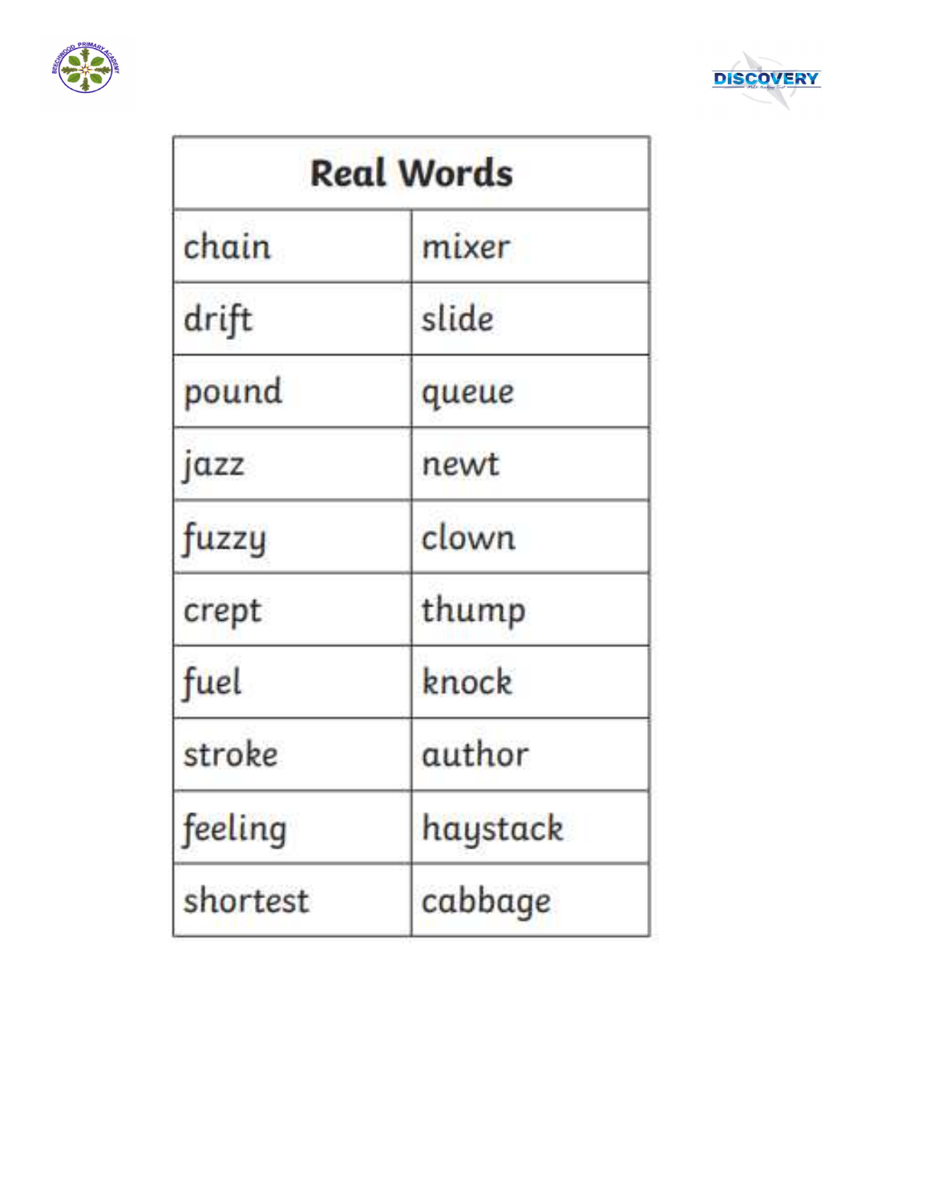| Real Words | |
|---|---|
| chain | mixer |
| drift | slide |
| pound | queue |
| jazz | newt |
| fuzzy | clown |
| crept | thump |
| fuel | knock |
| stroke | author |
| feeling | haystack |
| shortest | cabbage |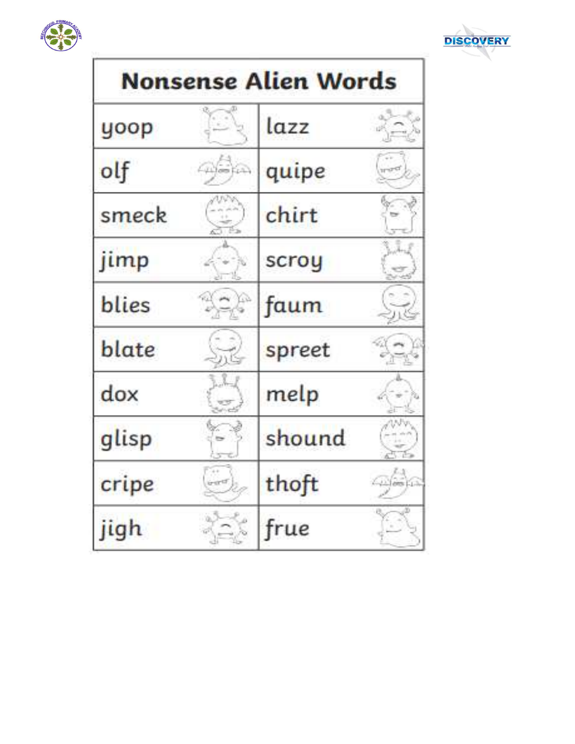# Nonsense Alien Words

| | |
|---|---|
| yoop | lazz |
| olf | quipe |
| smeck | chirt |
| jimp | scroy |
| blies | faum |
| blate | spreet |
| dox | melp |
| glisp | shound |
| cripe | thoft |
| jigh | frue |